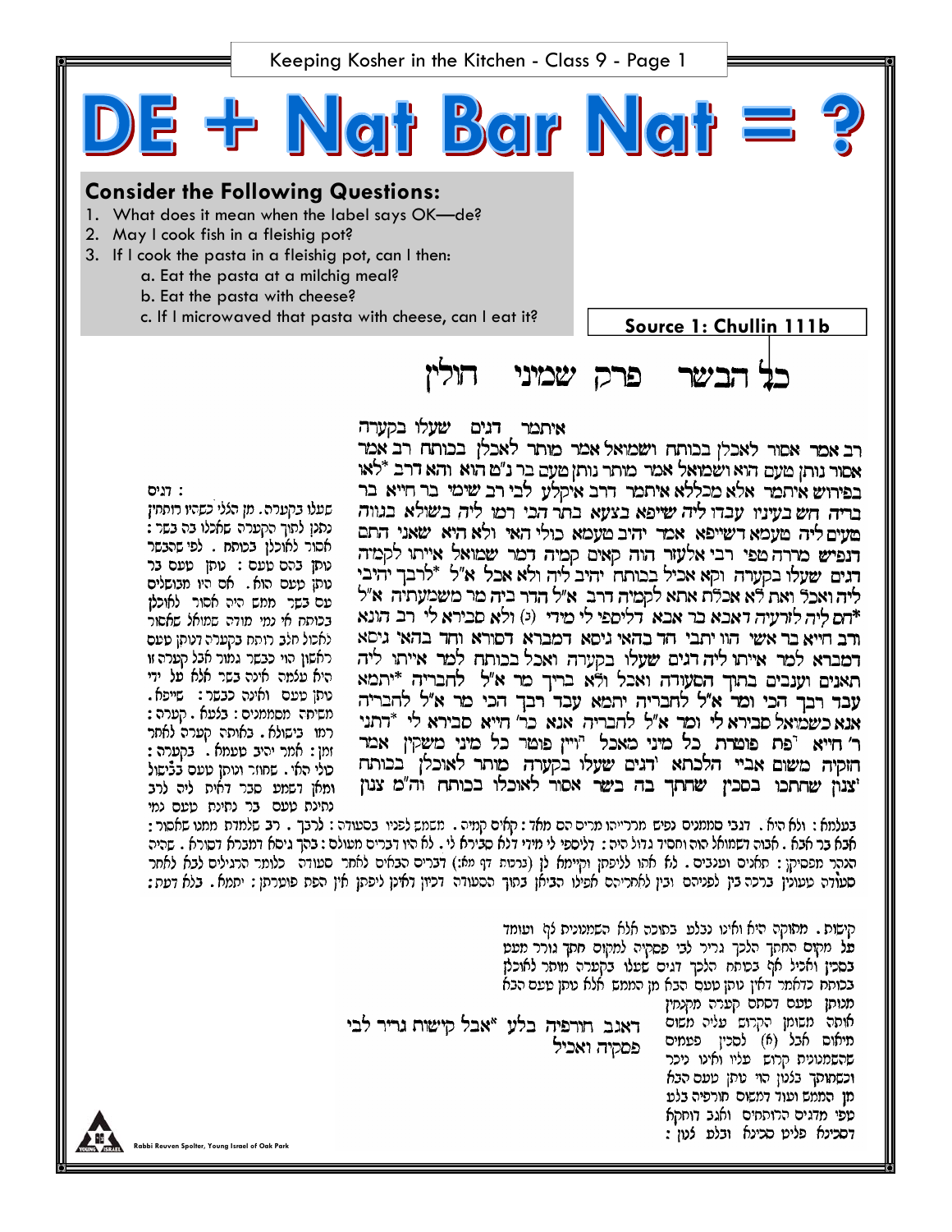# DE + Nat Bar Nat = ?

## Consider the Following Questions:

1. What does it mean when the label says OK—de?
2. May I cook fish in a fleishig pot?
3. If I cook the pasta in a fleishig pot, can I then:
   a. Eat the pasta at a milchig meal?
   b. Eat the pasta with cheese?
   c. If I microwaved that pasta with cheese, can I eat it?

**Source 1: Chullin 111b**

## כל הבשר פרק שמיני חולין

איתמר דגים שעלו בקערה רב אמר אסור לאכלן בכותח ושמואל אמר מותר לאכלן בכותח רב אמר אסור נותן טעם הוא ושמואל אמר מותר נותן טעם בר נ"ט הוא והא דרב \*לאו בפירוש איתמר אלא מכללא איתמר דרב איקלע לבי רב שימי בר חייא בר בריה חש בעיניו עבדו ליה שייפא בצעא בתר הכי רמו ליה בשולא בגווה טעים ליה טעמא דשייפא אמר יהיב טעמא כולי האי ולא היא שאני התם דנפיש מררה טפי רבי אלעזר הוה קאים קמיה דמר שמואל אייתו לקמיה דגים שעלו בקערה וקא אכיל בכותח יהיב ליה ולא אכל א"ל \*לרבך יהיבי ליה ואכל ואת לא אכלת אתא לקמיה דרב א"ל הדר ביה מר משמעתיה א"ל \*חס ליה לזרעיה דאבא בר אבא דליספי לי מידי (ג) ולא סבירא לי רב הונא ורב חייא בר אשי הוו יתבי חד בהאי גיסא דמברא וחד בהאי גיסא דמברא למר אייתו ליה דגים שעלו בקערה ואכל בכותח למר אייתו ליה תאנים וענבים בתוך הסעודה ואכל ולא בריך מר א"ל לחבריה \*יתמא עבד רבך הכי ומר א"ל לחבריה יתמא עבד רבך הכי מר א"ל לחבריה אנא כשמואל סבירא לי ומר א"ל לחבריה אנא כר' חייא סבירא לי \*דתני ר' חייא פת פוטרת כל מיני מאכל ויין פוטר כל מיני משקין אמר חזקיה משום אביי הלכתא דגים שעלו בקערה מותר לאוכלן בכותח צנון שחתכו בסכין שחתך בה בשר אסור לאוכלו בכותח וה"מ צנון

דאגב חורפיה בלע \*אבל קישות גריר לבי פסקיה ואכיל

**Rashi:**

דגים שעלו בקערה. מן הכלי כשהיו רותחין נתנן לתוך הקערה שאכלו בה בשר: אסור לאוכלן בכותח. לפי שהבשר נותן בהם טעם: נותן טעם בר נותן טעם הוא. אם היו מבושלים עם בשר ממש היה אסור לאוכלן בכותח אי נמי מודה שמואל שאסור לאכול חלב רותח בקערה דנותן טעם ראשון הוי כבשר גמור אבל קערה זו היא עצמה אינה בשר אלא על ידי נותן טעם ואינה כבשר: שייפא. משיחה מסממנים: בלעא. קערה: רמו בישולא. באותה קערה לאחר זמן: אמר יהיב טעמא. בקערה: כולי האי. שחוזר ונותן טעם בבישול ומאן דטמע סבר דאית ליה לרב נתינת טעם בר נתינת טעם נמי בעלמא: ולא היא. דבהי סממנים נפיש מרירייהו מריס הם מאד: קאים קמיה. משמש לפניו בסעודה: לרבך. רב שלמדת ממנו שאסור: אבא בר אבא. אבוה דשמואל הוה וחסיד גדול היה: דליספי לי מידי דלא סבירא לי. לא היו דברים מעולם: בהך גיסא דמברא דנהרא. שהיה הנהר מפסיקן: תאנים וענבים. לא אתו לליפתן וקיימא לן (ברכות דף מא:) דברים הבאים לאחר סעודה כלומר הרגילים לבא לאחר סעודה טעונין ברכה בין לפניהם ובין לאחריהם אפילו הביאן בתוך הסעודה דכיון דלאו ליפתן אין הפת פוטרתן: יתמא. בלא דעת:

קישות. מתוקה היא ואינו נבלע בתוכה אלא השמנונית לף ועומד על מקום החתך הלכך גריר לבי פסקיה למקום חתך גורר מעט בסכין ואכיל אף בכותח הלכך דגים שעלו בקערה מותר לאוכלן בכותח כדאמר דאין נותן טעם הבא מן הממש אלא נותן טעם הבא מנותן טעם דפסק קערה מקנחין אותה מצומן הקרוש עליה משום מיאוס אבל (א) לסכין פעמים שהשמנונית קרוש עליו ואינו ניכר וכשחותך בלנון הוי נותן טעם הבא מן הממש ועוד דמשום חורפיה בלע טפי מדגים הרותחים ואגב דוחקא דסכינא פליט סכינא ובלע לנון: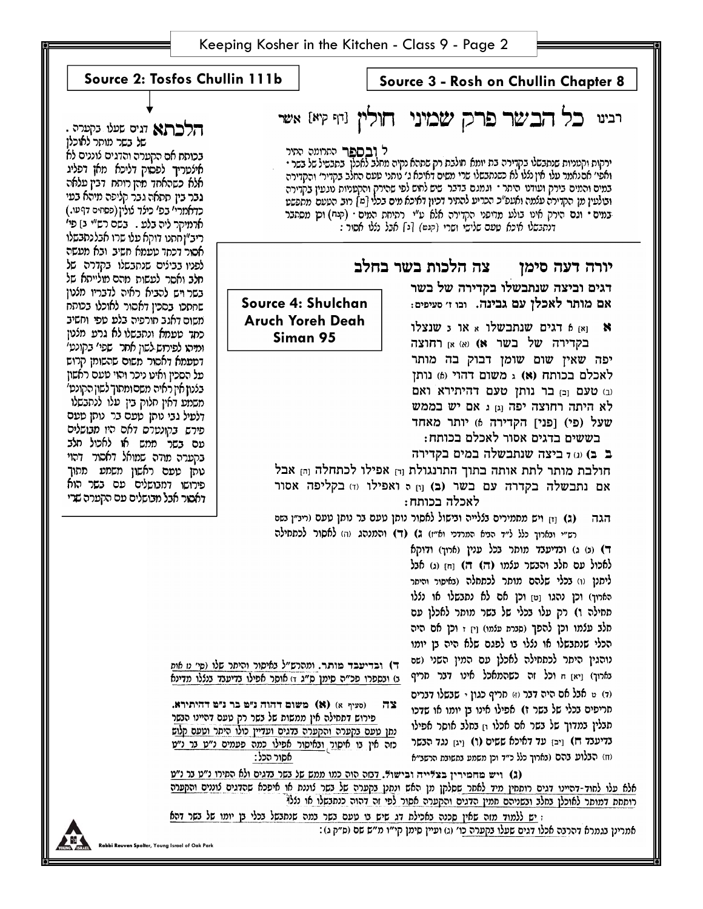## Source 2: Tosfos Chullin 111b

**הלכתא** דגים שעלו בקערה. של בשר מותר לאוכלן בכותח אם הקערה והדגים צוננים לא איצטריך לפסוק דליכא מאן דפליג אלא כשהאחד מהן רותח דבין עולה גבר בין תתאה גבר קליפה מיהא בעי כדאמרי' בפ' כיצד צולין (פסחים דף עו.) אדמיקר ליה בלע. בשם רש"י ב] פי' ריב"ן חתנו דוקא עלו שרו אבל נתבשלו אסור דכחד טעמא חשיב וכן מעשה לפניו בבינים שנתבשלו בקדרה של חלב ואסר לעשות מהם מולייתא של בשר ויש להביא ראיה לדבריו מגנון שחתכו בסכין דאסור לאוכלו בכותח משום דאגב חורפיה בלע טפי וחשיב כחד טעמא ונתבשלו לא גרע מגנון ומיהו לפירוש לשון אחר שפי' בקונט' דטעמא דאסור משום שהשומן קרוש על הסכין ואינו ניכר והוי טעם ראשון בגנון אין ראיה משם ומתוך לשון הקונט' משמע דאין חלוק בין עלו לנתבשלו דלעיל גבי נותן טעם בר נותן טעם פירש בקונטרס דאם היו מבושלים עם בשר ממש או לאכול חלב בקערה מהו שמואל דאסר דהוי נותן טעם ראשון משמע מתוך פירושו דמבושלים עם בשר הוא דאסור אבל מבושלים עם הקערה שרי

## Source 3 - Rosh on Chullin Chapter 8

רבינו **כל הבשר פרק שמיני חולין** [דף קיא] אשר

ל **ובספר** התרומה התיר ירקות וקטניות שנתבשלו בקדירה בת יומא חולבת רק שתהא נקיה מחלב לאכלן בתבשיל של בשר ואפי' אם נאמר עלו אין נקלו לא כשהבשלו שרי משום דאיכא ג' נותני טעם החלב בקדיר' והקדירה במים והמים בירק ועודו היתר ומגום בדבר שיש לחוש לפי שהירק והקטניות נוגעין בקדירה ובולעין מן הקדירה עצמה ואעפ"כ הכריע להתיר דכיון דאיכא מים בכלי [מ] רוב הטעם מתפשט במים וגם הירק אינו בולע מדופני הקדירה אלא ע"י רתיחת המים (קנח) וכן מסתבר דנתבשלו איכא טעם שלישי ושרי (קנט) [נ] אבל נקלו אסור:

## Source 4: Shulchan Aruch Yoreh Deah Siman 95

### יורה דעה סימן צה הלכות בשר בחלב

**דגים וביצה שנתבשלו בקדירה של בשר אם מותר לאכלן עם גבינה.** ובו ז' סעיפים:

**א** [א] א דגים שנתבשלו א או ב שנצלו בקדירה של בשר א) (א) [א] רחוצה יפה שאין שום שומן דבוק בה מותר לאכלם בכותח (א) ג משום דהוי (ה) נותן (ב) טעם [ב] בר נותן טעם דהיתירא ואם לא היתה רחוצה יפה [ג] ג אם יש בממש שעל (פי) [פני] הקדירה ה) יותר מאחד בששים בדגים אסור לאכלם בכותח:

**ב ב)** (ג) ד ביצה שנתבשלה במים בקדירה חולבת מותר לתת אותה בתוך התרנגולת [ד] אפילו לכתחלה [ה] אבל אם נתבשלה בקדרה עם בשר (ב) [ו] ה ואפילו (ד) בקליפה אסור לאכלה בכותח:

הגה (ג) [ז] ויש מחמירים בצלייה ובישול לאסור נותן טעם בר נותן טעם (ריב"ן בשם רש"י ובארוך כלל ל"ד הגה' המרדכי וש"ד) ג) (ד) והמנהג (ה) לאסור לכתחלה

ד) (ב) ג) ובדיעבד מותר בכל ענין (ארוך) ודוקא לאכול עם חלב והבשר עצמו (ה) ה) [ח] (ו) אבל ליתנן (ו) בכלי שלהם מותר לכתחלה (באיסור והיתר הארוך) וכן נהגו [ט] וכן אם לא נתבשלו או נצלו תחילה ו) רק עלו בכלי של בשר מותר לאכלן עם חלב עצמו וכן להפך (סברת עצמו) [י] ז וכן אם היה הכלי שנתבשלו או נצלו בו לפגם שלא היה בן יומו נוהגין היתר לכתחילה לאכלן עם המין השני (שם בארוך) [יא] ח וכל זה כשהמאכל אינו דבר חריף (ז) ט אבל אם היה דבר (ח) חריף כגון שבשלו דברים חריפים בכלי של בשר ז) אפילו אינו בן יומו או שדכו תבלין במדוך של בשר אם אכלו ו] בחלב אוסר אפילו בדיעבד ח) [יב] עד דאיכא ששים (ו) [יג] נגד הבשר (ח) הבלוע בהם (בארוך כלל כ"ד וכן משמע בתשובת הרשב"א

ד) ובדיעבד מותר. ומהרש"ל באיסור והיתר שלו (סי' נו אות ג) ובספרו פכ"ה סימן ס"ג ד) אוסר אפילו בדיעבד בנצלו מדינא

**צה** (סעיף א) **(א) משום דהוה נ"ט בר נ"ט דהיתירא.** פירוש דתחילה אין ממשות של בשר רק טעם דהיינו הבשר נתן טעם בקערה והקערה בדגים ועדיין כולו היתר וטעם קלוש כזה אין בו איסור ובאיסור אפילו כמה פעמים נ"ט בר נ"ט אסור הכל:

**(ג) ויש מחמירין בצלייה ובישול.** דבזה הוה כמו ממש של בשר בדגים ולא התירו נ"ט בר נ"ט אלא עלו לחוד - דהיינו דגים רותחין מיד לאחר שסלקן מן האש ונתנן בקערה של בשר צוננת או איפכא שהדגים צוננים והקערה רותחת דמותר לאוכלן בחלב ובשניהם חמין הדגים והקערה אסור לפי זה דהוה כנתבשלו או נצלו:

יש ללמוד מזה שאין סכנה באכילת דג שיש בו טעם בשר כמו שנתבשל בכלי בן יומו של בשר דהא אמרינן בגמרא דהלכה אכלו דגים שעלו בקערה כו' (ג) ועיין סימן קי"ו מ"ש שם (ס"ק ג):

Rabbi Reuven Spolter, Young Israel of Oak Park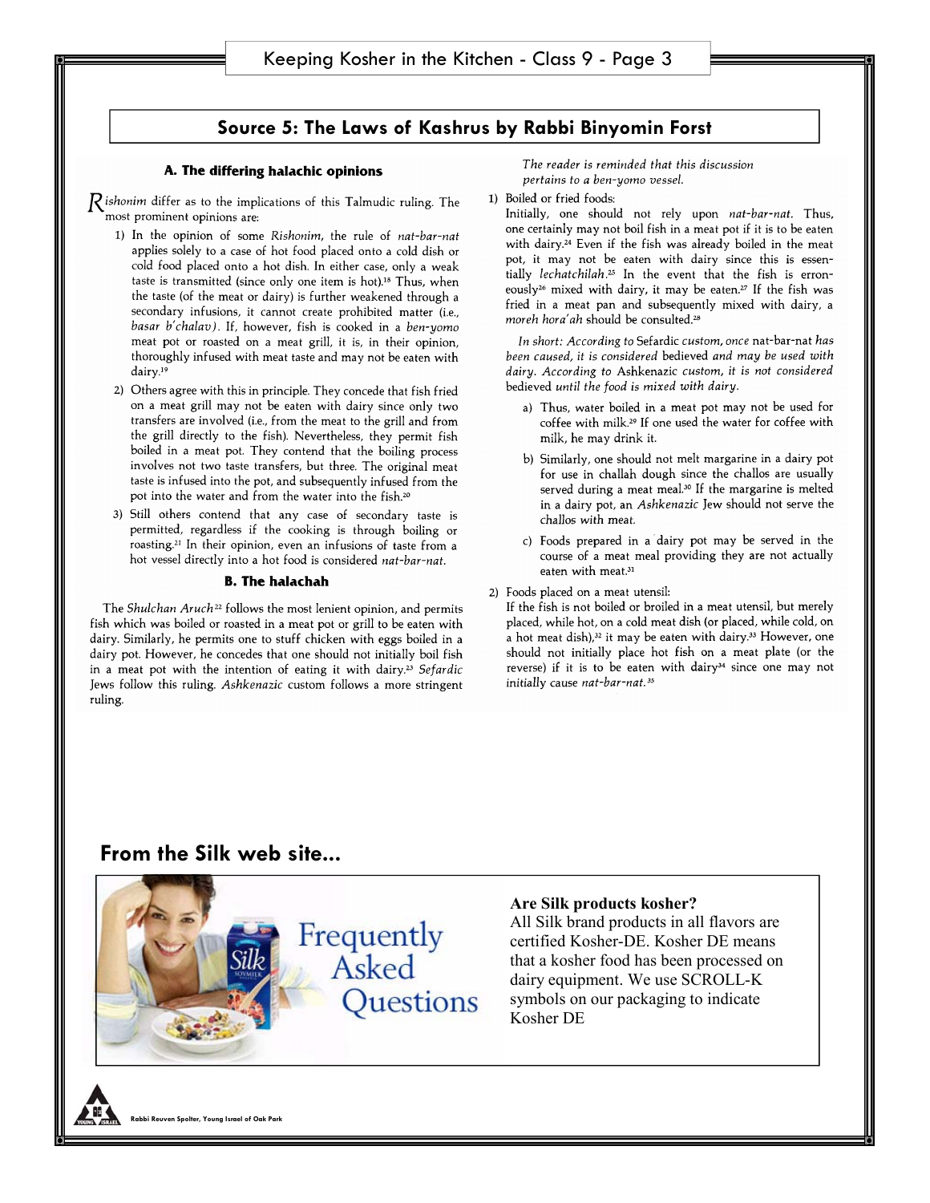## Source 5: The Laws of Kashrus by Rabbi Binyomin Forst

### A. The differing halachic opinions

*Rishonim* differ as to the implications of this Talmudic ruling. The most prominent opinions are:

1) In the opinion of some *Rishonim*, the rule of *nat-bar-nat* applies solely to a case of hot food placed onto a cold dish or cold food placed onto a hot dish. In either case, only a weak taste is transmitted (since only one item is hot).[18] Thus, when the taste (of the meat or dairy) is further weakened through a secondary infusions, it cannot create prohibited matter (i.e., *basar b'chalav*). If, however, fish is cooked in a *ben-yomo* meat pot or roasted on a meat grill, it is, in their opinion, thoroughly infused with meat taste and may not be eaten with dairy.[19]

2) Others agree with this in principle. They concede that fish fried on a meat grill may not be eaten with dairy since only two transfers are involved (i.e., from the meat to the grill and from the grill directly to the fish). Nevertheless, they permit fish boiled in a meat pot. They contend that the boiling process involves not two taste transfers, but three. The original meat taste is infused into the pot, and subsequently infused from the pot into the water and from the water into the fish.[20]

3) Still others contend that any case of secondary taste is permitted, regardless if the cooking is through boiling or roasting.[21] In their opinion, even an infusions of taste from a hot vessel directly into a hot food is considered *nat-bar-nat*.

### B. The halachah

The *Shulchan Aruch*[22] follows the most lenient opinion, and permits fish which was boiled or roasted in a meat pot or grill to be eaten with dairy. Similarly, he permits one to stuff chicken with eggs boiled in a dairy pot. However, he concedes that one should not initially boil fish in a meat pot with the intention of eating it with dairy.[23] *Sefardic* Jews follow this ruling. *Ashkenazic* custom follows a more stringent ruling.

*The reader is reminded that this discussion pertains to a ben-yomo vessel.*

1) Boiled or fried foods:
Initially, one should not rely upon *nat-bar-nat*. Thus, one certainly may not boil fish in a meat pot if it is to be eaten with dairy.[24] Even if the fish was already boiled in the meat pot, it may not be eaten with dairy since this is essentially *lechatchilah*.[25] In the event that the fish is erroneously[26] mixed with dairy, it may be eaten.[27] If the fish was fried in a meat pan and subsequently mixed with dairy, a *moreh hora'ah* should be consulted.[28]

*In short: According to* Sefardic *custom, once* nat-bar-nat *has been caused, it is considered* believed *and may be used with dairy. According to* Ashkenazic *custom, it is not considered* believed *until the food is mixed with dairy.*

a) Thus, water boiled in a meat pot may not be used for coffee with milk.[29] If one used the water for coffee with milk, he may drink it.

b) Similarly, one should not melt margarine in a dairy pot for use in challah dough since the challos are usually served during a meat meal.[30] If the margarine is melted in a dairy pot, an *Ashkenazic* Jew should not serve the challos with meat.

c) Foods prepared in a dairy pot may be served in the course of a meat meal providing they are not actually eaten with meat.[31]

2) Foods placed on a meat utensil:
If the fish is not boiled or broiled in a meat utensil, but merely placed, while hot, on a cold meat dish (or placed, while cold, on a hot meat dish),[32] it may be eaten with dairy.[33] However, one should not initially place hot fish on a meat plate (or the reverse) if it is to be eaten with dairy[34] since one may not initially cause *nat-bar-nat*.[35]

## From the Silk web site...

Frequently Asked Questions

**Are Silk products kosher?**
All Silk brand products in all flavors are certified Kosher-DE. Kosher DE means that a kosher food has been processed on dairy equipment. We use SCROLL-K symbols on our packaging to indicate Kosher DE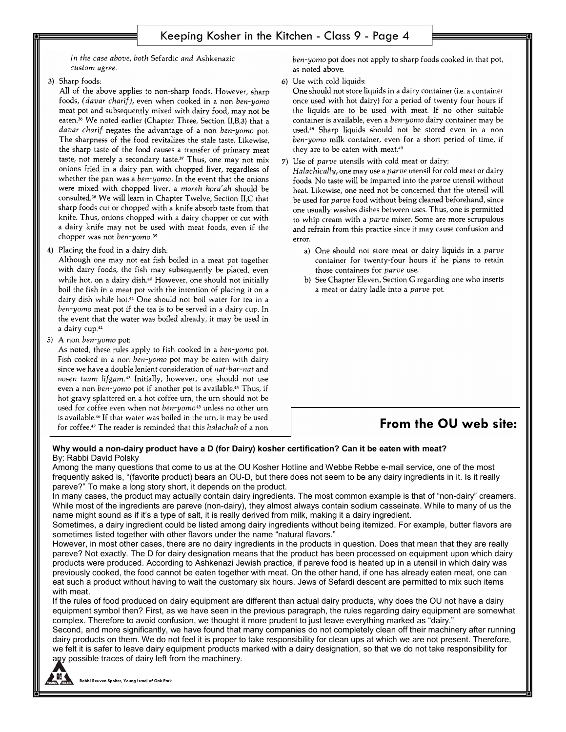*In the case above, both* Sefardic *and* Ashkenazic *custom agree.*

3) Sharp foods:

All of the above applies to non-sharp foods. However, sharp foods, *(davar charif)*, even when cooked in a non *ben-yomo* meat pot and subsequently mixed with dairy food, may not be eaten.[36] We noted earlier (Chapter Three, Section II,B,3) that a *davar charif* negates the advantage of a non *ben-yomo* pot. The sharpness of the food revitalizes the stale taste. Likewise, the sharp taste of the food causes a transfer of primary meat taste, not merely a secondary taste.[37] Thus, one may not mix onions fried in a dairy pan with chopped liver, regardless of whether the pan was a *ben-yomo*. In the event that the onions were mixed with chopped liver, a *moreh hora'ah* should be consulted.[38] We will learn in Chapter Twelve, Section II,C that sharp foods cut or chopped with a knife absorb taste from that knife. Thus, onions chopped with a dairy chopper or cut with a dairy knife may not be used with meat foods, even if the chopper was not *ben-yomo.*[39]

4) Placing the food in a dairy dish:

Although one may not eat fish boiled in a meat pot together with dairy foods, the fish may subsequently be placed, even while hot, on a dairy dish.[40] However, one should not initially boil the fish in a meat pot with the intention of placing it on a dairy dish while hot.[41] One should not boil water for tea in a *ben-yomo* meat pot if the tea is to be served in a dairy cup. In the event that the water was boiled already, it may be used in a dairy cup.[42]

5) A non *ben-yomo* pot:

As noted, these rules apply to fish cooked in a *ben-yomo* pot. Fish cooked in a non *ben-yomo* pot may be eaten with dairy since we have a double lenient consideration of *nat-bar-nat* and *nosen taam lifgam.*[43] Initially, however, one should not use even a non *ben-yomo* pot if another pot is available.[44] Thus, if hot gravy splattered on a hot coffee urn, the urn should not be used for coffee even when not *ben-yomo*[45] unless no other urn is available.[46] If that water was boiled in the urn, it may be used for coffee.[47] The reader is reminded that this *halachah* of a non *ben-yomo* pot does not apply to sharp foods cooked in that pot, as noted above.

6) Use with cold liquids:

One should not store liquids in a dairy container (i.e. a container once used with hot dairy) for a period of twenty four hours if the liquids are to be used with meat. If no other suitable container is available, even a *ben-yomo* dairy container may be used.[48] Sharp liquids should not be stored even in a non *ben-yomo* milk container, even for a short period of time, if they are to be eaten with meat.[49]

7) Use of *parve* utensils with cold meat or dairy:

*Halachically*, one may use a *parve* utensil for cold meat or dairy foods. No taste will be imparted into the *parve* utensil without heat. Likewise, one need not be concerned that the utensil will be used for *parve* food without being cleaned beforehand, since one usually washes dishes between uses. Thus, one is permitted to whip cream with a *parve* mixer. Some are more scrupulous and refrain from this practice since it may cause confusion and error.

a) One should not store meat or dairy liquids in a *parve* container for twenty-four hours if he plans to retain those containers for *parve* use.

b) See Chapter Eleven, Section G regarding one who inserts a meat or dairy ladle into a *parve* pot.

## From the OU web site:

**Why would a non-dairy product have a D (for Dairy) kosher certification? Can it be eaten with meat?**

By: Rabbi David Polsky

Among the many questions that come to us at the OU Kosher Hotline and Webbe Rebbe e-mail service, one of the most frequently asked is, "(favorite product) bears an OU-D, but there does not seem to be any dairy ingredients in it. Is it really pareve?" To make a long story short, it depends on the product.

In many cases, the product may actually contain dairy ingredients. The most common example is that of "non-dairy" creamers. While most of the ingredients are pareve (non-dairy), they almost always contain sodium casseinate. While to many of us the name might sound as if it's a type of salt, it is really derived from milk, making it a dairy ingredient.

Sometimes, a dairy ingredient could be listed among dairy ingredients without being itemized. For example, butter flavors are sometimes listed together with other flavors under the name "natural flavors."

However, in most other cases, there are no dairy ingredients in the products in question. Does that mean that they are really pareve? Not exactly. The D for dairy designation means that the product has been processed on equipment upon which dairy products were produced. According to Ashkenazi Jewish practice, if pareve food is heated up in a utensil in which dairy was previously cooked, the food cannot be eaten together with meat. On the other hand, if one has already eaten meat, one can eat such a product without having to wait the customary six hours. Jews of Sefardi descent are permitted to mix such items with meat.

If the rules of food produced on dairy equipment are different than actual dairy products, why does the OU not have a dairy equipment symbol then? First, as we have seen in the previous paragraph, the rules regarding dairy equipment are somewhat complex. Therefore to avoid confusion, we thought it more prudent to just leave everything marked as "dairy."

Second, and more significantly, we have found that many companies do not completely clean off their machinery after running dairy products on them. We do not feel it is proper to take responsibility for clean ups at which we are not present. Therefore, we felt it is safer to leave dairy equipment products marked with a dairy designation, so that we do not take responsibility for any possible traces of dairy left from the machinery.